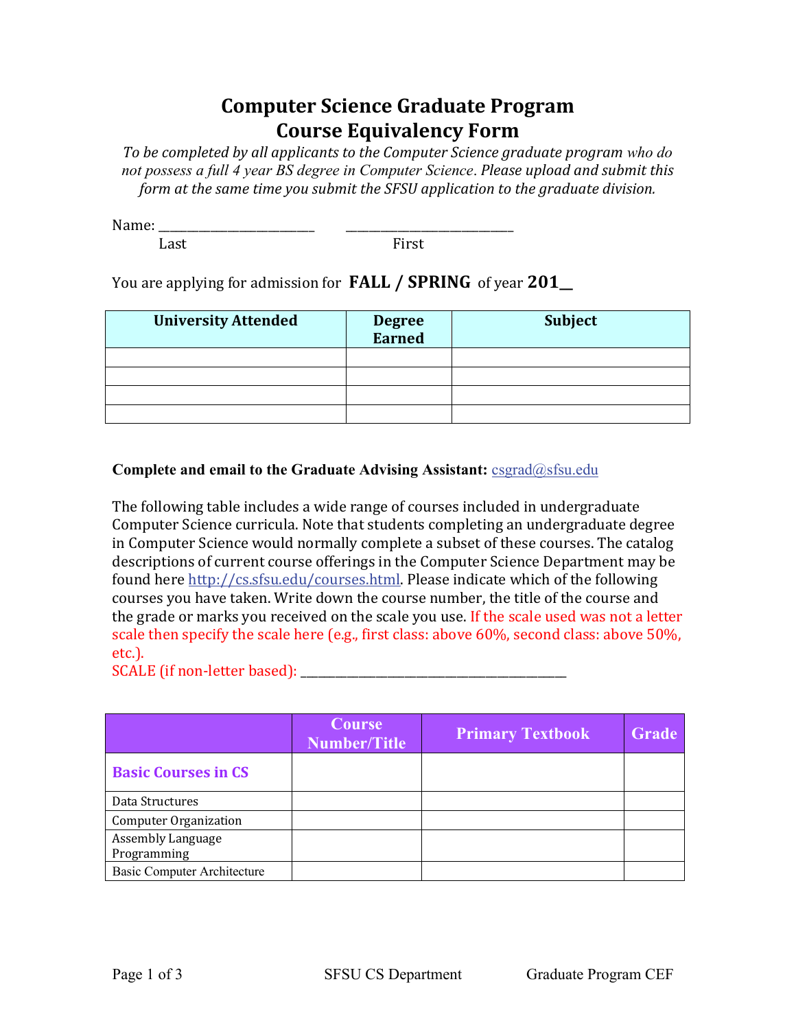# Computer Science Graduate Program
# Course Equivalency Form

*To be completed by all applicants to the Computer Science graduate program who do not possess a full 4 year BS degree in Computer Science. Please upload and submit this form at the same time you submit the SFSU application to the graduate division.*

Name: ________________________ ________________________
Last First

You are applying for admission for **FALL / SPRING** of year **201__**

| University Attended | Degree Earned | Subject |
|---|---|---|
| | | |
| | | |
| | | |
| | | |

**Complete and email to the Graduate Advising Assistant:** csgrad@sfsu.edu

The following table includes a wide range of courses included in undergraduate Computer Science curricula. Note that students completing an undergraduate degree in Computer Science would normally complete a subset of these courses. The catalog descriptions of current course offerings in the Computer Science Department may be found here http://cs.sfsu.edu/courses.html. Please indicate which of the following courses you have taken. Write down the course number, the title of the course and the grade or marks you received on the scale you use. If the scale used was not a letter scale then specify the scale here (e.g., first class: above 60%, second class: above 50%, etc.).
SCALE (if non-letter based): ________________________________________

| | Course Number/Title | Primary Textbook | Grade |
|---|---|---|---|
| **Basic Courses in CS** | | | |
| Data Structures | | | |
| Computer Organization | | | |
| Assembly Language Programming | | | |
| Basic Computer Architecture | | | |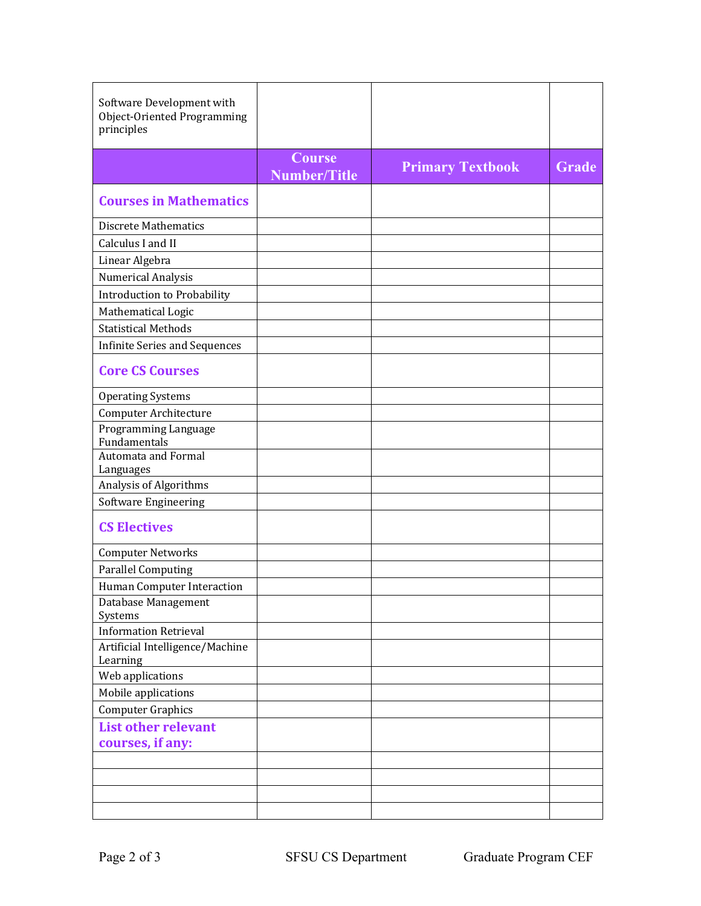| | | | |
|---|---|---|---|
| Software Development with Object-Oriented Programming principles | | | |
| | **Course Number/Title** | **Primary Textbook** | **Grade** |
| **Courses in Mathematics** | | | |
| Discrete Mathematics | | | |
| Calculus I and II | | | |
| Linear Algebra | | | |
| Numerical Analysis | | | |
| Introduction to Probability | | | |
| Mathematical Logic | | | |
| Statistical Methods | | | |
| Infinite Series and Sequences | | | |
| **Core CS Courses** | | | |
| Operating Systems | | | |
| Computer Architecture | | | |
| Programming Language Fundamentals | | | |
| Automata and Formal Languages | | | |
| Analysis of Algorithms | | | |
| Software Engineering | | | |
| **CS Electives** | | | |
| Computer Networks | | | |
| Parallel Computing | | | |
| Human Computer Interaction | | | |
| Database Management Systems | | | |
| Information Retrieval | | | |
| Artificial Intelligence/Machine Learning | | | |
| Web applications | | | |
| Mobile applications | | | |
| Computer Graphics | | | |
| **List other relevant courses, if any:** | | | |
| | | | |
| | | | |
| | | | |
| | | | |